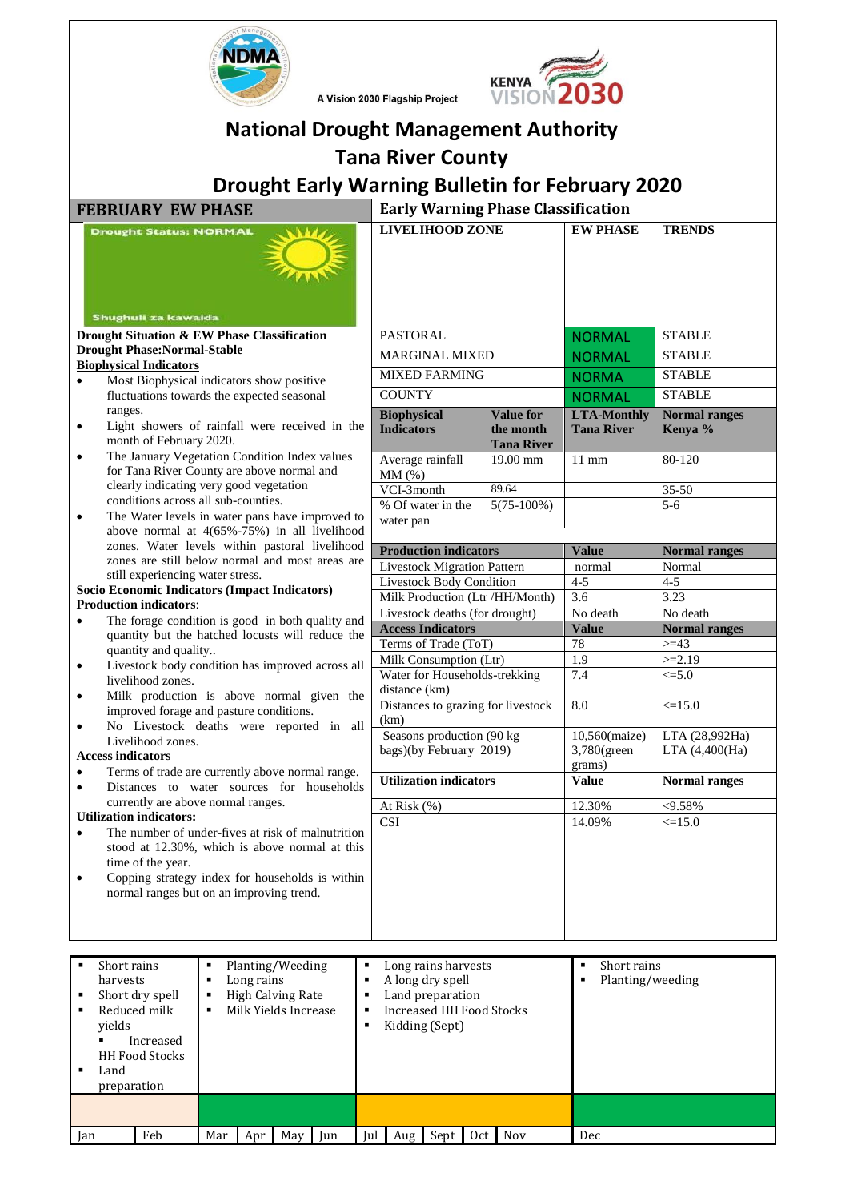A Vision 2030 Flagship Project

# National Drought Management Authority

# Tana River County

# Drought Early Warning Bulletin for February 2020

## FEBRUARY EW PHASE

Drought Status: NORMAL

Shughuli za kawaida

**Drought Situation & EW Phase Classification**

**Drought Phase:Normal-Stable**

**Biophysical Indicators**

- Most Biophysical indicators show positive fluctuations towards the expected seasonal ranges.
- Light showers of rainfall were received in the month of February 2020.
- The January Vegetation Condition Index values for Tana River County are above normal and clearly indicating very good vegetation conditions across all sub-counties.
- The Water levels in water pans have improved to above normal at 4(65%-75%) in all livelihood zones. Water levels within pastoral livelihood zones are still below normal and most areas are still experiencing water stress.

**Socio Economic Indicators (Impact Indicators)**

**Production indicators**:

- The forage condition is good in both quality and quantity but the hatched locusts will reduce the quantity and quality..
- Livestock body condition has improved across all livelihood zones.
- Milk production is above normal given the improved forage and pasture conditions.
- No Livestock deaths were reported in all Livelihood zones.

**Access indicators**

- Terms of trade are currently above normal range.
- Distances to water sources for households currently are above normal ranges.

**Utilization indicators:**

- The number of under-fives at risk of malnutrition stood at 12.30%, which is above normal at this time of the year.
- Copping strategy index for households is within normal ranges but on an improving trend.

## Early Warning Phase Classification

| LIVELIHOOD ZONE | EW PHASE | TRENDS |
|---|---|---|
| PASTORAL | NORMAL | STABLE |
| MARGINAL MIXED | NORMAL | STABLE |
| MIXED FARMING | NORMA | STABLE |
| COUNTY | NORMAL | STABLE |

| Biophysical Indicators | Value for the month Tana River | LTA-Monthly Tana River | Normal ranges Kenya % |
|---|---|---|---|
| Average rainfall MM (%) | 19.00 mm | 11 mm | 80-120 |
| VCI-3month | 89.64 | | 35-50 |
| % Of water in the water pan | 5(75-100%) | | 5-6 |

| Production indicators | Value | Normal ranges |
|---|---|---|
| Livestock Migration Pattern | normal | Normal |
| Livestock Body Condition | 4-5 | 4-5 |
| Milk Production (Ltr /HH/Month) | 3.6 | 3.23 |
| Livestock deaths (for drought) | No death | No death |
| **Access Indicators** | **Value** | **Normal ranges** |
| Terms of Trade (ToT) | 78 | >=43 |
| Milk Consumption (Ltr) | 1.9 | >=2.19 |
| Water for Households-trekking distance (km) | 7.4 | <=5.0 |
| Distances to grazing for livestock (km) | 8.0 | <=15.0 |
| Seasons production (90 kg bags)(by February 2019) | 10,560(maize) 3,780(green grams) | LTA (28,992Ha) LTA (4,400(Ha) |
| **Utilization indicators** | **Value** | **Normal ranges** |
| At Risk (%) | 12.30% | <9.58% |
| CSI | 14.09% | <=15.0 |

| Jan – Feb | Mar – Jun | Jul – Nov | Dec |
|---|---|---|---|
| Short rains harvests; Short dry spell; Reduced milk yields; Increased HH Food Stocks; Land preparation | Planting/Weeding; Long rains; High Calving Rate; Milk Yields Increase | Long rains harvests; A long dry spell; Land preparation; Increased HH Food Stocks; Kidding (Sept) | Short rains; Planting/weeding |

| Jan | Feb | Mar | Apr | May | Jun | Jul | Aug | Sept | Oct | Nov | Dec |
|---|---|---|---|---|---|---|---|---|---|---|---|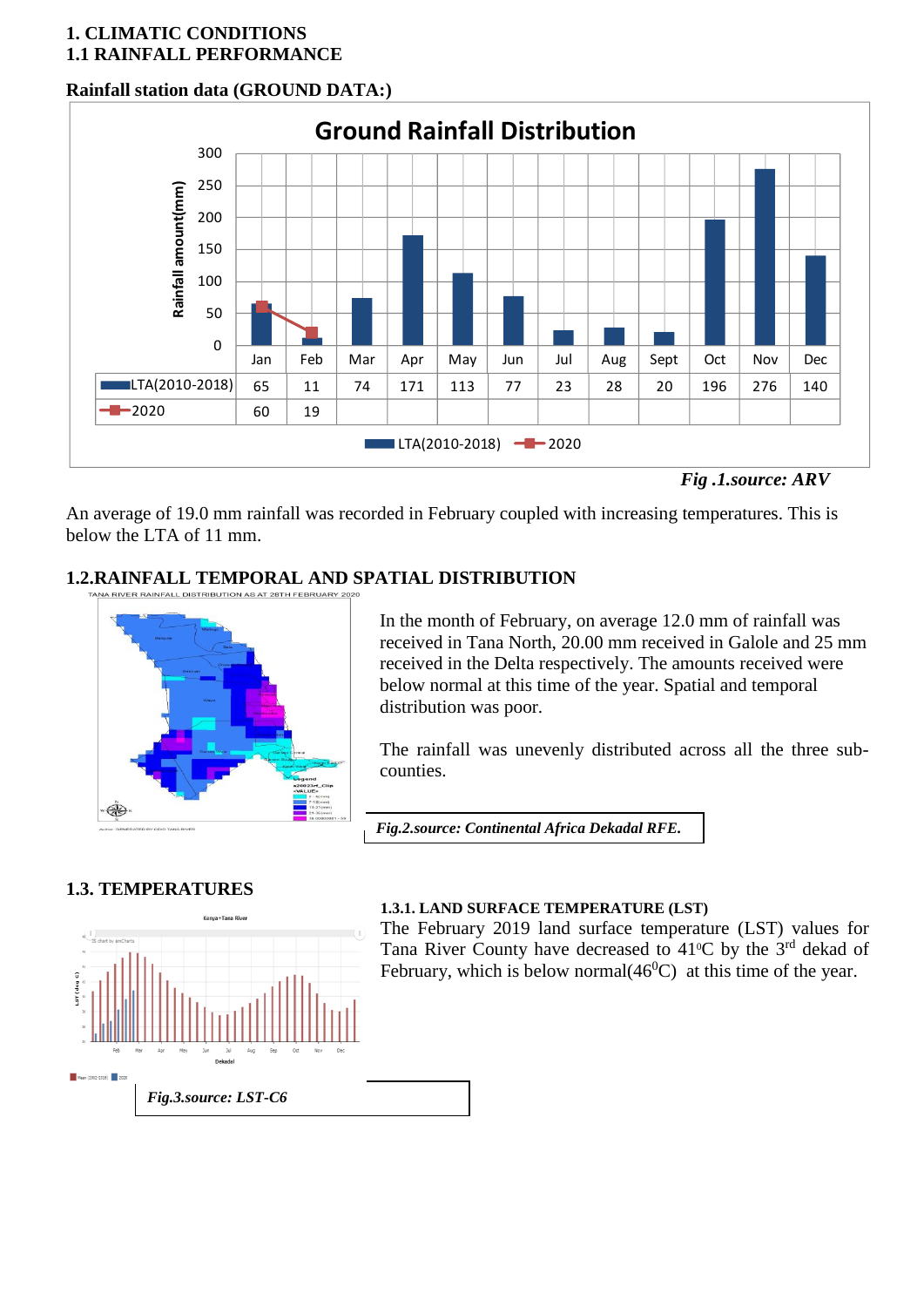# 1. CLIMATIC CONDITIONS

## 1.1 RAINFALL PERFORMANCE

**Rainfall station data (GROUND DATA:)**

**Ground Rainfall Distribution**

| | Jan | Feb | Mar | Apr | May | Jun | Jul | Aug | Sept | Oct | Nov | Dec |
|---|---|---|---|---|---|---|---|---|---|---|---|---|
| LTA(2010-2018) | 65 | 11 | 74 | 171 | 113 | 77 | 23 | 28 | 20 | 196 | 276 | 140 |
| 2020 | 60 | 19 | | | | | | | | | | |

*Fig .1.source: ARV*

An average of 19.0 mm rainfall was recorded in February coupled with increasing temperatures. This is below the LTA of 11 mm.

## 1.2.RAINFALL TEMPORAL AND SPATIAL DISTRIBUTION

In the month of February, on average 12.0 mm of rainfall was received in Tana North, 20.00 mm received in Galole and 25 mm received in the Delta respectively. The amounts received were below normal at this time of the year. Spatial and temporal distribution was poor.

The rainfall was unevenly distributed across all the three sub-counties.

*Fig.2.source: Continental Africa Dekadal RFE.*

## 1.3. TEMPERATURES

### 1.3.1. LAND SURFACE TEMPERATURE (LST)

The February 2019 land surface temperature (LST) values for Tana River County have decreased to 41°C by the 3rd dekad of February, which is below normal(46°C) at this time of the year.

*Fig.3.source: LST-C6*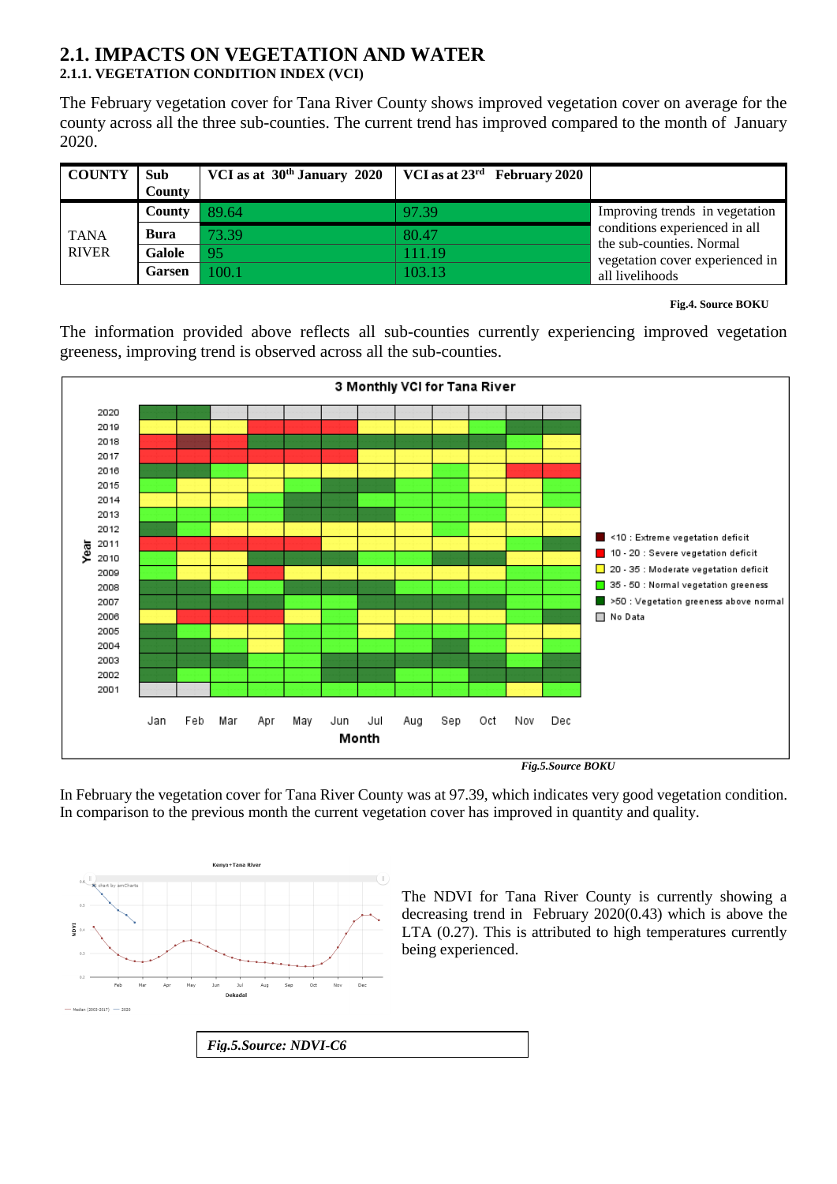## 2.1. IMPACTS ON VEGETATION AND WATER

### 2.1.1. VEGETATION CONDITION INDEX (VCI)

The February vegetation cover for Tana River County shows improved vegetation cover on average for the county across all the three sub-counties. The current trend has improved compared to the month of January 2020.

| COUNTY | Sub County | VCI as at 30th January 2020 | VCI as at 23rd February 2020 | |
|---|---|---|---|---|
| TANA RIVER | County | 89.64 | 97.39 | Improving trends in vegetation conditions experienced in all the sub-counties. Normal vegetation cover experienced in all livelihoods |
| | Bura | 73.39 | 80.47 | |
| | Galole | 95 | 111.19 | |
| | Garsen | 100.1 | 103.13 | |

**Fig.4. Source BOKU**

The information provided above reflects all sub-counties currently experiencing improved vegetation greeness, improving trend is observed across all the sub-counties.

***Fig.5.Source BOKU***

In February the vegetation cover for Tana River County was at 97.39, which indicates very good vegetation condition. In comparison to the previous month the current vegetation cover has improved in quantity and quality.

The NDVI for Tana River County is currently showing a decreasing trend in February 2020(0.43) which is above the LTA (0.27). This is attributed to high temperatures currently being experienced.

***Fig.5.Source: NDVI-C6***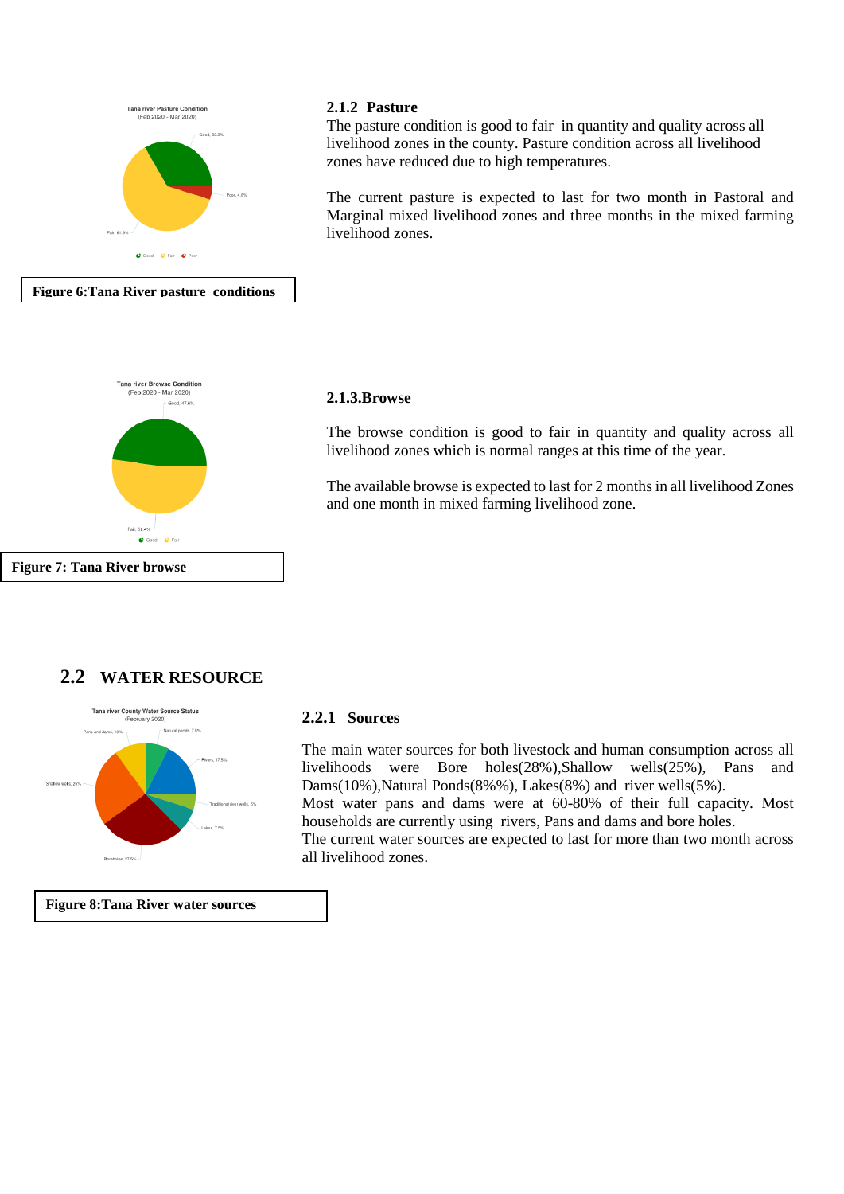### 2.1.2 Pasture

The pasture condition is good to fair in quantity and quality across all livelihood zones in the county. Pasture condition across all livelihood zones have reduced due to high temperatures.

The current pasture is expected to last for two month in Pastoral and Marginal mixed livelihood zones and three months in the mixed farming livelihood zones.

**Figure 6:Tana River pasture conditions**

### 2.1.3.Browse

The browse condition is good to fair in quantity and quality across all livelihood zones which is normal ranges at this time of the year.

The available browse is expected to last for 2 months in all livelihood Zones and one month in mixed farming livelihood zone.

**Figure 7: Tana River browse**

## 2.2 WATER RESOURCE

### 2.2.1 Sources

The main water sources for both livestock and human consumption across all livelihoods were Bore holes(28%),Shallow wells(25%), Pans and Dams(10%),Natural Ponds(8%%), Lakes(8%) and river wells(5%).

Most water pans and dams were at 60-80% of their full capacity. Most households are currently using rivers, Pans and dams and bore holes.

The current water sources are expected to last for more than two month across all livelihood zones.

**Figure 8:Tana River water sources**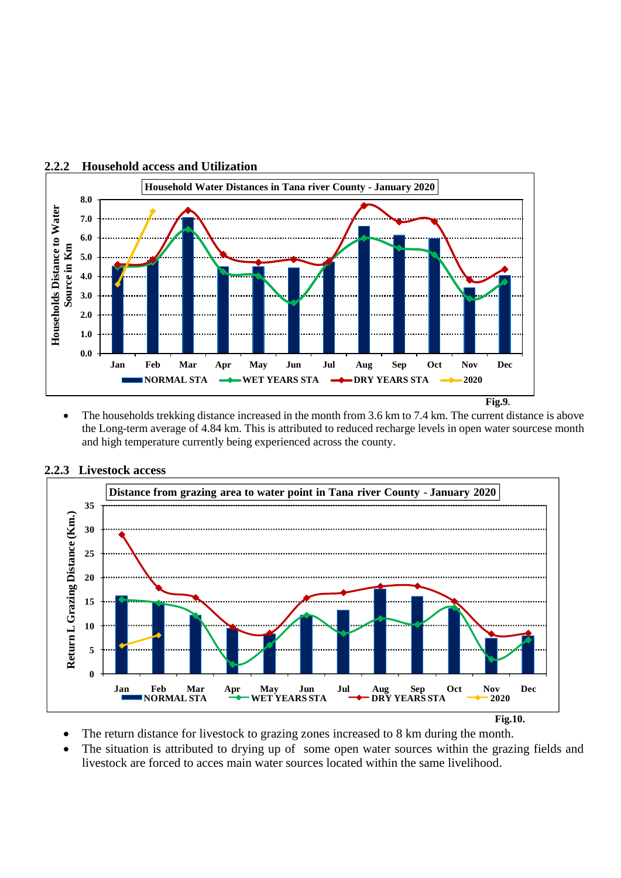### 2.2.2 Household access and Utilization

Fig.9.

- The households trekking distance increased in the month from 3.6 km to 7.4 km. The current distance is above the Long-term average of 4.84 km. This is attributed to reduced recharge levels in open water sourcese month and high temperature currently being experienced across the county.

### 2.2.3 Livestock access

Fig.10.

- The return distance for livestock to grazing zones increased to 8 km during the month.
- The situation is attributed to drying up of some open water sources within the grazing fields and livestock are forced to acces main water sources located within the same livelihood.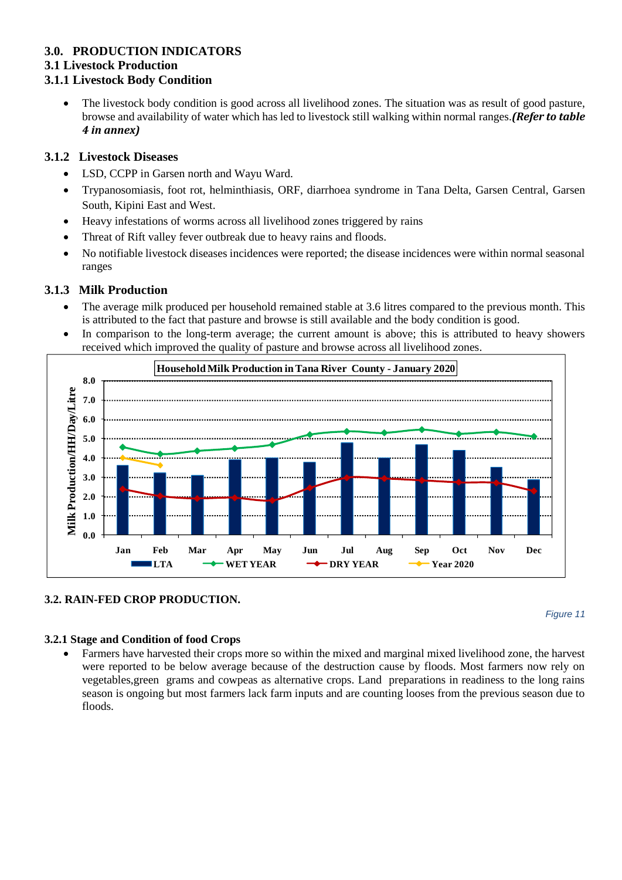# 3.0. PRODUCTION INDICATORS

## 3.1 Livestock Production

### 3.1.1 Livestock Body Condition

- The livestock body condition is good across all livelihood zones. The situation was as result of good pasture, browse and availability of water which has led to livestock still walking within normal ranges.***(Refer to table 4 in annex)***

### 3.1.2 Livestock Diseases

- LSD, CCPP in Garsen north and Wayu Ward.
- Trypanosomiasis, foot rot, helminthiasis, ORF, diarrhoea syndrome in Tana Delta, Garsen Central, Garsen South, Kipini East and West.
- Heavy infestations of worms across all livelihood zones triggered by rains
- Threat of Rift valley fever outbreak due to heavy rains and floods.
- No notifiable livestock diseases incidences were reported; the disease incidences were within normal seasonal ranges

### 3.1.3 Milk Production

- The average milk produced per household remained stable at 3.6 litres compared to the previous month. This is attributed to the fact that pasture and browse is still available and the body condition is good.
- In comparison to the long-term average; the current amount is above; this is attributed to heavy showers received which improved the quality of pasture and browse across all livelihood zones.

**Household Milk Production in Tana River County - January 2020**

Figure 11

## 3.2. RAIN-FED CROP PRODUCTION.

### 3.2.1 Stage and Condition of food Crops

- Farmers have harvested their crops more so within the mixed and marginal mixed livelihood zone, the harvest were reported to be below average because of the destruction cause by floods. Most farmers now rely on vegetables,green grams and cowpeas as alternative crops. Land preparations in readiness to the long rains season is ongoing but most farmers lack farm inputs and are counting looses from the previous season due to floods.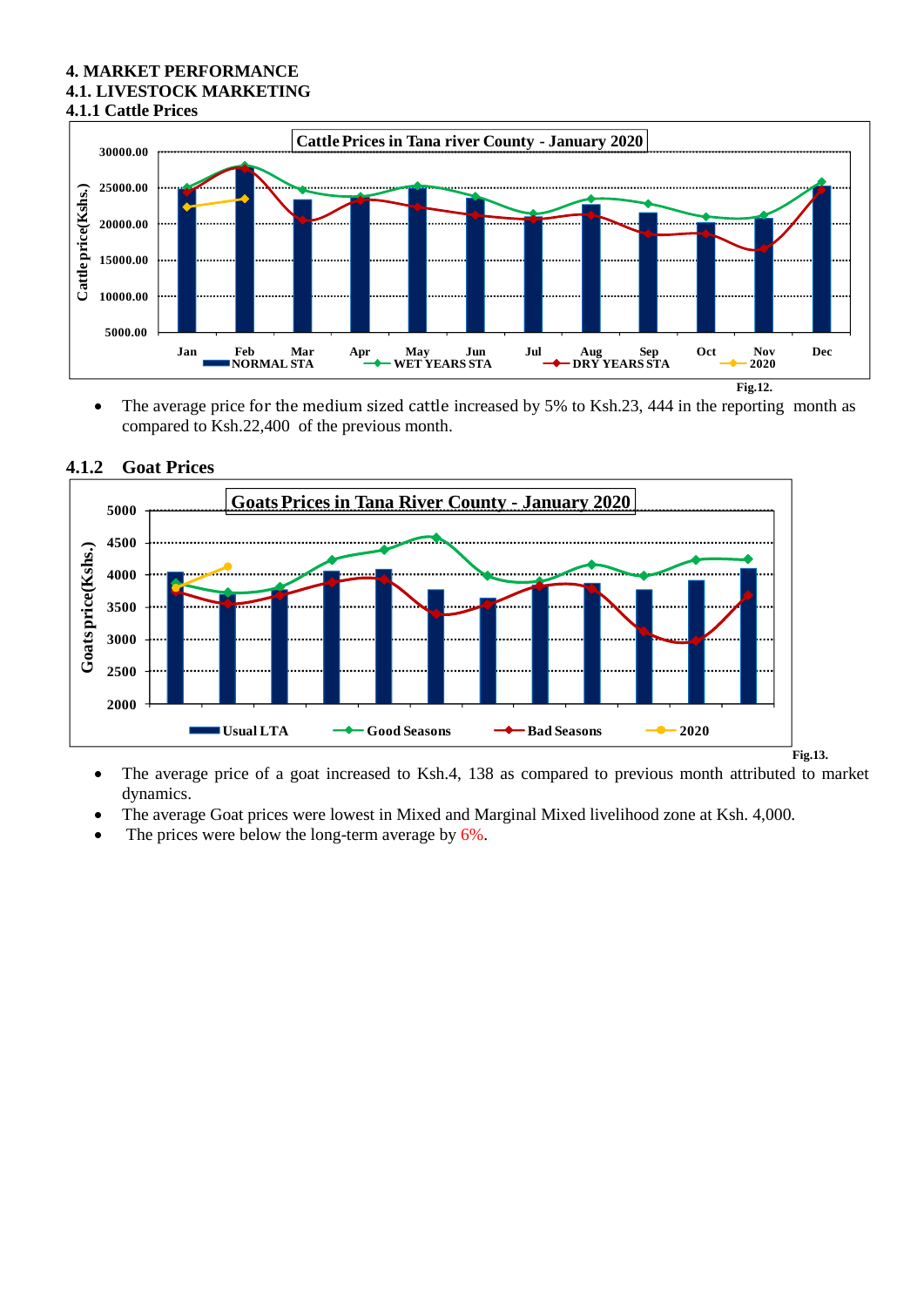# 4. MARKET PERFORMANCE

## 4.1. LIVESTOCK MARKETING

### 4.1.1 Cattle Prices

Fig.12.

- The average price for the medium sized cattle increased by 5% to Ksh.23, 444 in the reporting month as compared to Ksh.22,400 of the previous month.

### 4.1.2 Goat Prices

Fig.13.

- The average price of a goat increased to Ksh.4, 138 as compared to previous month attributed to market dynamics.
- The average Goat prices were lowest in Mixed and Marginal Mixed livelihood zone at Ksh. 4,000.
- The prices were below the long-term average by 6%.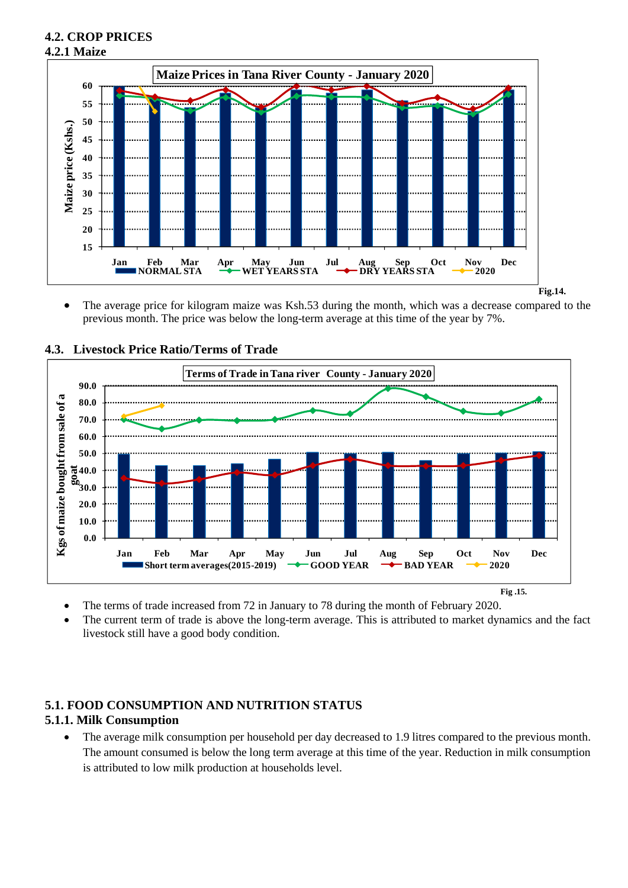## 4.2. CROP PRICES

### 4.2.1 Maize

Fig.14.

- The average price for kilogram maize was Ksh.53 during the month, which was a decrease compared to the previous month. The price was below the long-term average at this time of the year by 7%.

## 4.3. Livestock Price Ratio/Terms of Trade

Fig .15.

- The terms of trade increased from 72 in January to 78 during the month of February 2020.
- The current term of trade is above the long-term average. This is attributed to market dynamics and the fact livestock still have a good body condition.

## 5.1. FOOD CONSUMPTION AND NUTRITION STATUS

### 5.1.1. Milk Consumption

- The average milk consumption per household per day decreased to 1.9 litres compared to the previous month. The amount consumed is below the long term average at this time of the year. Reduction in milk consumption is attributed to low milk production at households level.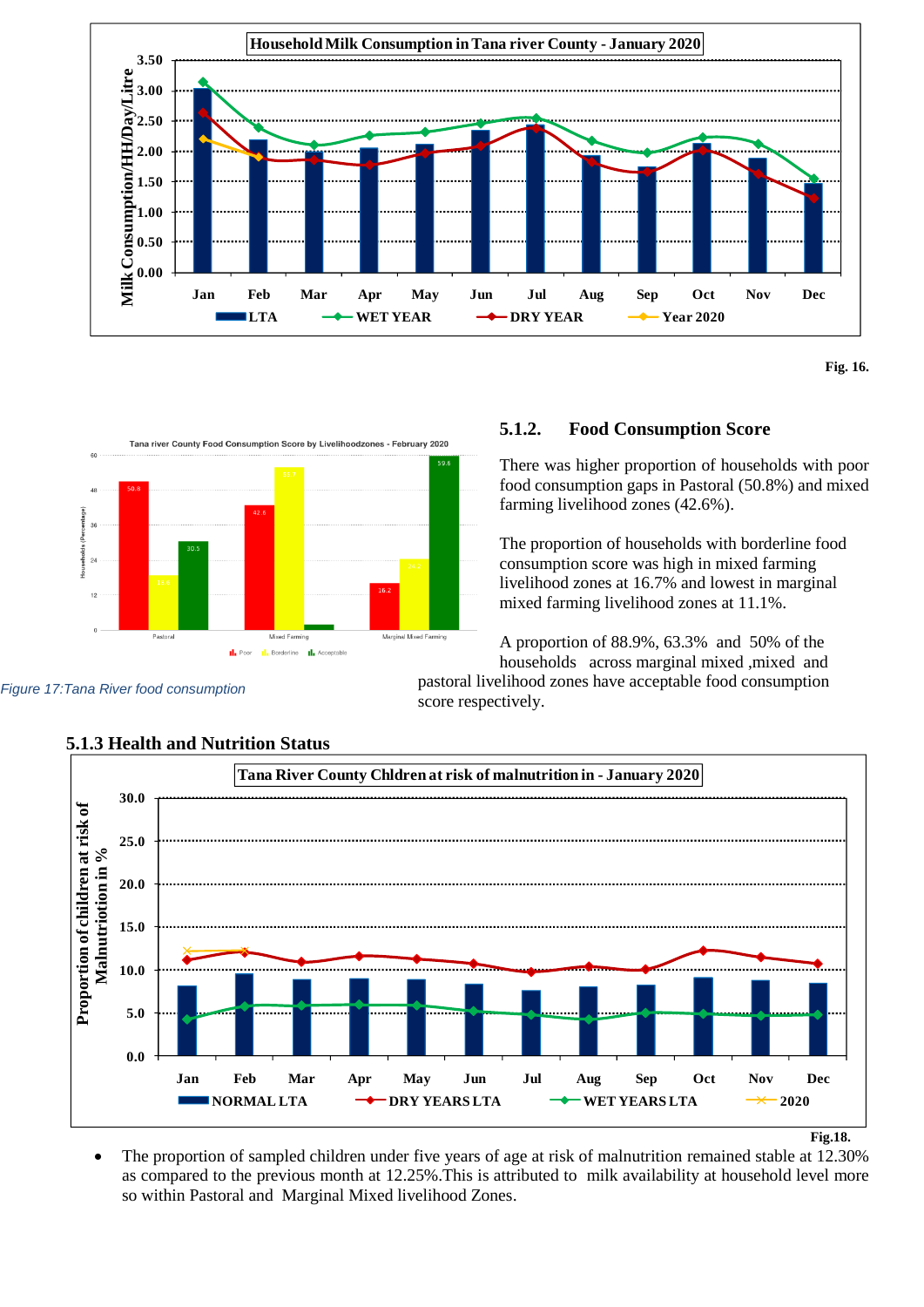Fig. 16.

### 5.1.2. Food Consumption Score

There was higher proportion of households with poor food consumption gaps in Pastoral (50.8%) and mixed farming livelihood zones (42.6%).

The proportion of households with borderline food consumption score was high in mixed farming livelihood zones at 16.7% and lowest in marginal mixed farming livelihood zones at 11.1%.

A proportion of 88.9%, 63.3% and 50% of the households across marginal mixed ,mixed and pastoral livelihood zones have acceptable food consumption score respectively.

*Figure 17:Tana River food consumption*

### 5.1.3 Health and Nutrition Status

Fig.18.

- The proportion of sampled children under five years of age at risk of malnutrition remained stable at 12.30% as compared to the previous month at 12.25%.This is attributed to milk availability at household level more so within Pastoral and Marginal Mixed livelihood Zones.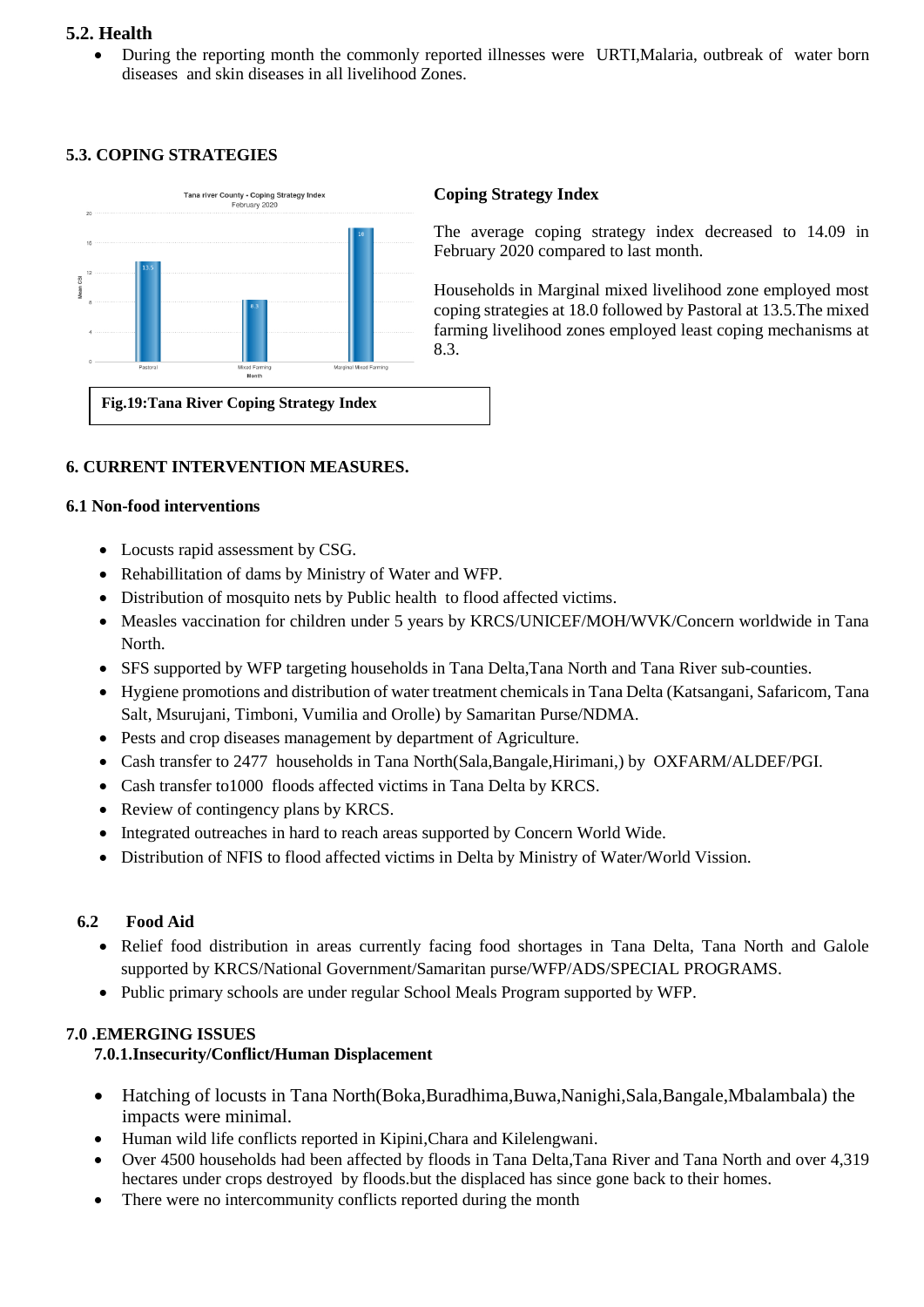## 5.2. Health

- During the reporting month the commonly reported illnesses were URTI,Malaria, outbreak of water born diseases and skin diseases in all livelihood Zones.

## 5.3. COPING STRATEGIES

**Fig.19:Tana River Coping Strategy Index**

### Coping Strategy Index

The average coping strategy index decreased to 14.09 in February 2020 compared to last month.

Households in Marginal mixed livelihood zone employed most coping strategies at 18.0 followed by Pastoral at 13.5.The mixed farming livelihood zones employed least coping mechanisms at 8.3.

## 6. CURRENT INTERVENTION MEASURES.

### 6.1 Non-food interventions

- Locusts rapid assessment by CSG.
- Rehabillitation of dams by Ministry of Water and WFP.
- Distribution of mosquito nets by Public health to flood affected victims.
- Measles vaccination for children under 5 years by KRCS/UNICEF/MOH/WVK/Concern worldwide in Tana North.
- SFS supported by WFP targeting households in Tana Delta,Tana North and Tana River sub-counties.
- Hygiene promotions and distribution of water treatment chemicals in Tana Delta (Katsangani, Safaricom, Tana Salt, Msurujani, Timboni, Vumilia and Orolle) by Samaritan Purse/NDMA.
- Pests and crop diseases management by department of Agriculture.
- Cash transfer to 2477 households in Tana North(Sala,Bangale,Hirimani,) by OXFARM/ALDEF/PGI.
- Cash transfer to1000 floods affected victims in Tana Delta by KRCS.
- Review of contingency plans by KRCS.
- Integrated outreaches in hard to reach areas supported by Concern World Wide.
- Distribution of NFIS to flood affected victims in Delta by Ministry of Water/World Vission.

### 6.2 Food Aid

- Relief food distribution in areas currently facing food shortages in Tana Delta, Tana North and Galole supported by KRCS/National Government/Samaritan purse/WFP/ADS/SPECIAL PROGRAMS.
- Public primary schools are under regular School Meals Program supported by WFP.

## 7.0 .EMERGING ISSUES

### 7.0.1.Insecurity/Conflict/Human Displacement

- Hatching of locusts in Tana North(Boka,Buradhima,Buwa,Nanighi,Sala,Bangale,Mbalambala) the impacts were minimal.
- Human wild life conflicts reported in Kipini,Chara and Kilelengwani.
- Over 4500 households had been affected by floods in Tana Delta,Tana River and Tana North and over 4,319 hectares under crops destroyed by floods.but the displaced has since gone back to their homes.
- There were no intercommunity conflicts reported during the month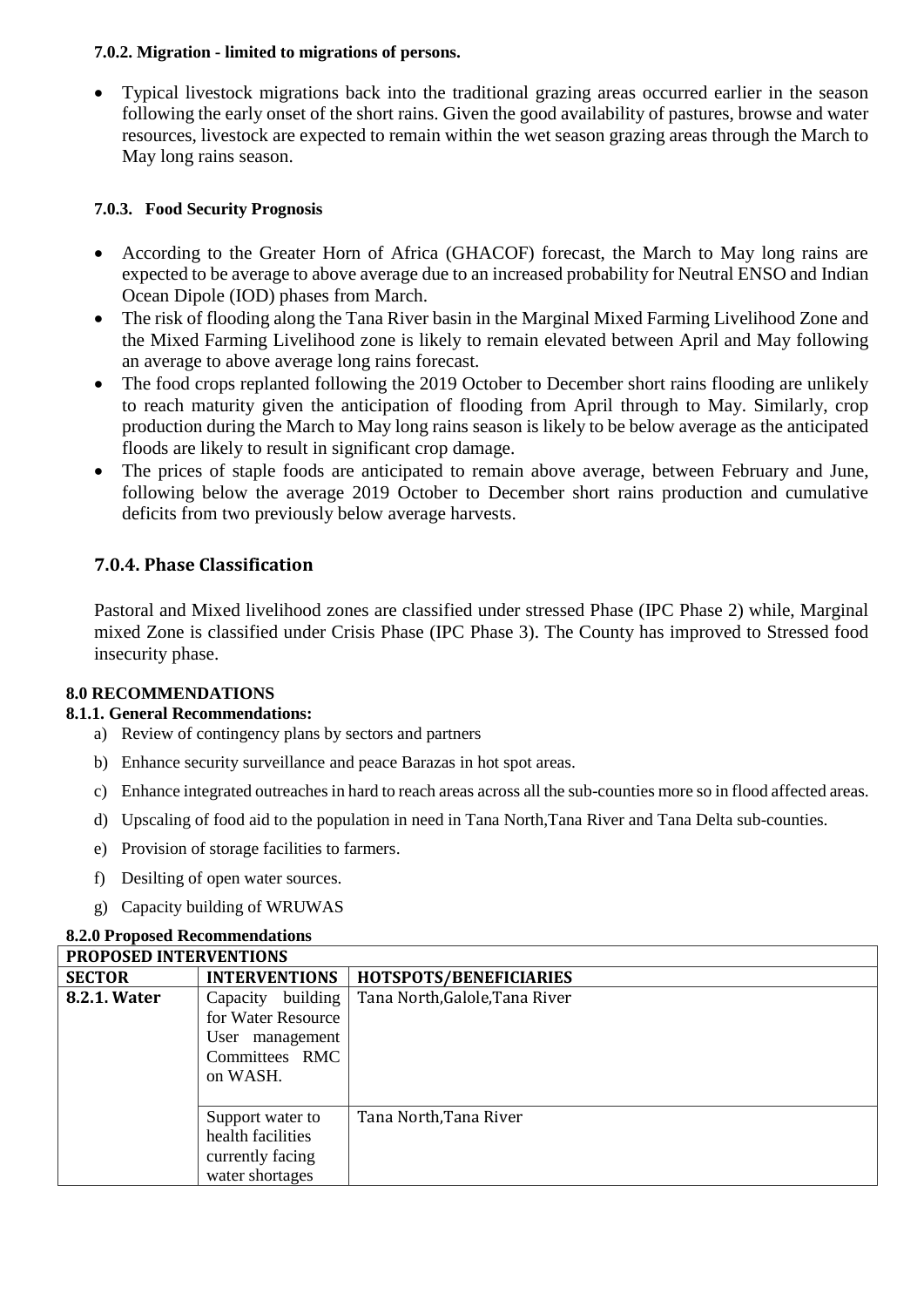#### 7.0.2. Migration - limited to migrations of persons.

- Typical livestock migrations back into the traditional grazing areas occurred earlier in the season following the early onset of the short rains. Given the good availability of pastures, browse and water resources, livestock are expected to remain within the wet season grazing areas through the March to May long rains season.

#### 7.0.3. Food Security Prognosis

- According to the Greater Horn of Africa (GHACOF) forecast, the March to May long rains are expected to be average to above average due to an increased probability for Neutral ENSO and Indian Ocean Dipole (IOD) phases from March.
- The risk of flooding along the Tana River basin in the Marginal Mixed Farming Livelihood Zone and the Mixed Farming Livelihood zone is likely to remain elevated between April and May following an average to above average long rains forecast.
- The food crops replanted following the 2019 October to December short rains flooding are unlikely to reach maturity given the anticipation of flooding from April through to May. Similarly, crop production during the March to May long rains season is likely to be below average as the anticipated floods are likely to result in significant crop damage.
- The prices of staple foods are anticipated to remain above average, between February and June, following below the average 2019 October to December short rains production and cumulative deficits from two previously below average harvests.

### 7.0.4. Phase Classification

Pastoral and Mixed livelihood zones are classified under stressed Phase (IPC Phase 2) while, Marginal mixed Zone is classified under Crisis Phase (IPC Phase 3). The County has improved to Stressed food insecurity phase.

## 8.0 RECOMMENDATIONS

### 8.1.1. General Recommendations:

a) Review of contingency plans by sectors and partners
b) Enhance security surveillance and peace Barazas in hot spot areas.
c) Enhance integrated outreaches in hard to reach areas across all the sub-counties more so in flood affected areas.
d) Upscaling of food aid to the population in need in Tana North,Tana River and Tana Delta sub-counties.
e) Provision of storage facilities to farmers.
f) Desilting of open water sources.
g) Capacity building of WRUWAS

### 8.2.0 Proposed Recommendations

| PROPOSED INTERVENTIONS | | |
|---|---|---|
| **SECTOR** | **INTERVENTIONS** | **HOTSPOTS/BENEFICIARIES** |
| **8.2.1. Water** | Capacity building for Water Resource User management Committees RMC on WASH. | Tana North,Galole,Tana River |
| | Support water to health facilities currently facing water shortages | Tana North,Tana River |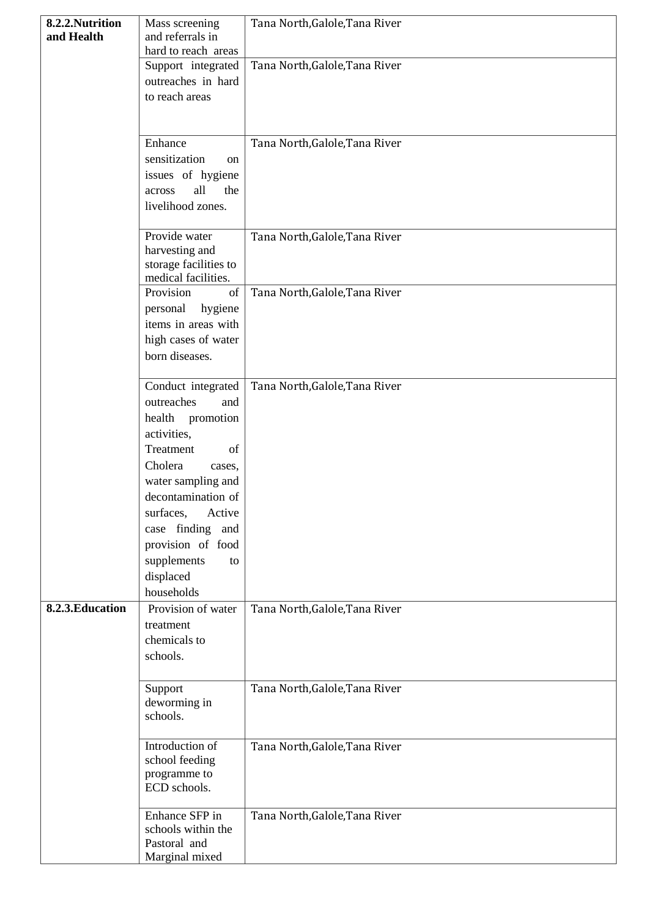| 8.2.2.Nutrition and Health | Mass screening and referrals in hard to reach areas | Tana North,Galole,Tana River |
|---|---|---|
| | Support integrated outreaches in hard to reach areas | Tana North,Galole,Tana River |
| | Enhance sensitization on issues of hygiene across all the livelihood zones. | Tana North,Galole,Tana River |
| | Provide water harvesting and storage facilities to medical facilities. | Tana North,Galole,Tana River |
| | Provision of personal hygiene items in areas with high cases of water born diseases. | Tana North,Galole,Tana River |
| | Conduct integrated outreaches and health promotion activities, Treatment of Cholera cases, water sampling and decontamination of surfaces, Active case finding and provision of food supplements to displaced households | Tana North,Galole,Tana River |
| **8.2.3.Education** | Provision of water treatment chemicals to schools. | Tana North,Galole,Tana River |
| | Support deworming in schools. | Tana North,Galole,Tana River |
| | Introduction of school feeding programme to ECD schools. | Tana North,Galole,Tana River |
| | Enhance SFP in schools within the Pastoral and Marginal mixed | Tana North,Galole,Tana River |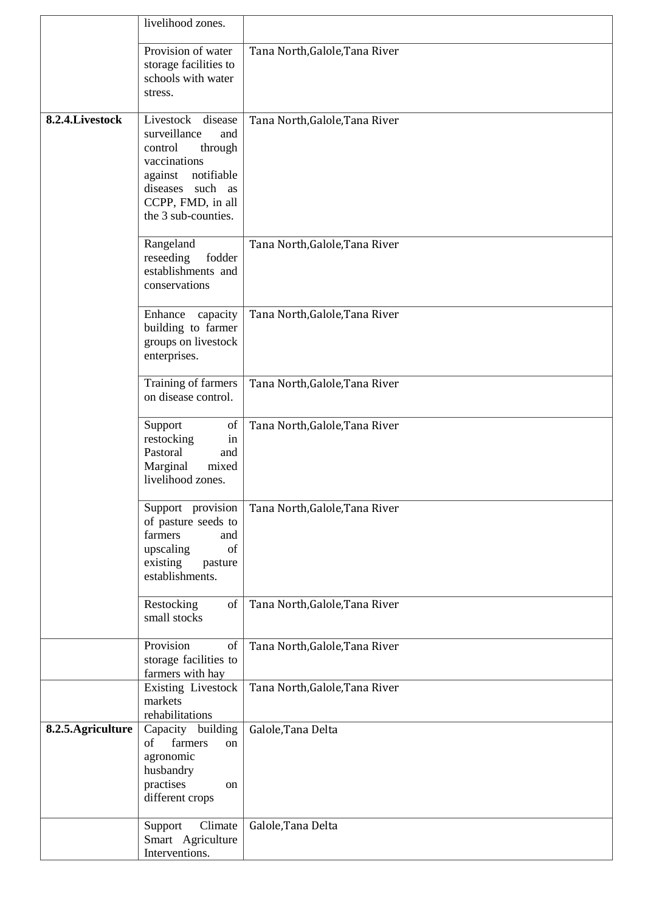| | | |
|---|---|---|
| | livelihood zones. | |
| | Provision of water storage facilities to schools with water stress. | Tana North,Galole,Tana River |
| **8.2.4.Livestock** | Livestock disease surveillance and control through vaccinations against notifiable diseases such as CCPP, FMD, in all the 3 sub-counties. | Tana North,Galole,Tana River |
| | Rangeland reseeding fodder establishments and conservations | Tana North,Galole,Tana River |
| | Enhance capacity building to farmer groups on livestock enterprises. | Tana North,Galole,Tana River |
| | Training of farmers on disease control. | Tana North,Galole,Tana River |
| | Support of restocking in Pastoral and Marginal mixed livelihood zones. | Tana North,Galole,Tana River |
| | Support provision of pasture seeds to farmers and upscaling of existing pasture establishments. | Tana North,Galole,Tana River |
| | Restocking of small stocks | Tana North,Galole,Tana River |
| | Provision of storage facilities to farmers with hay | Tana North,Galole,Tana River |
| | Existing Livestock markets rehabilitations | Tana North,Galole,Tana River |
| **8.2.5.Agriculture** | Capacity building of farmers on agronomic husbandry practises on different crops | Galole,Tana Delta |
| | Support Climate Smart Agriculture Interventions. | Galole,Tana Delta |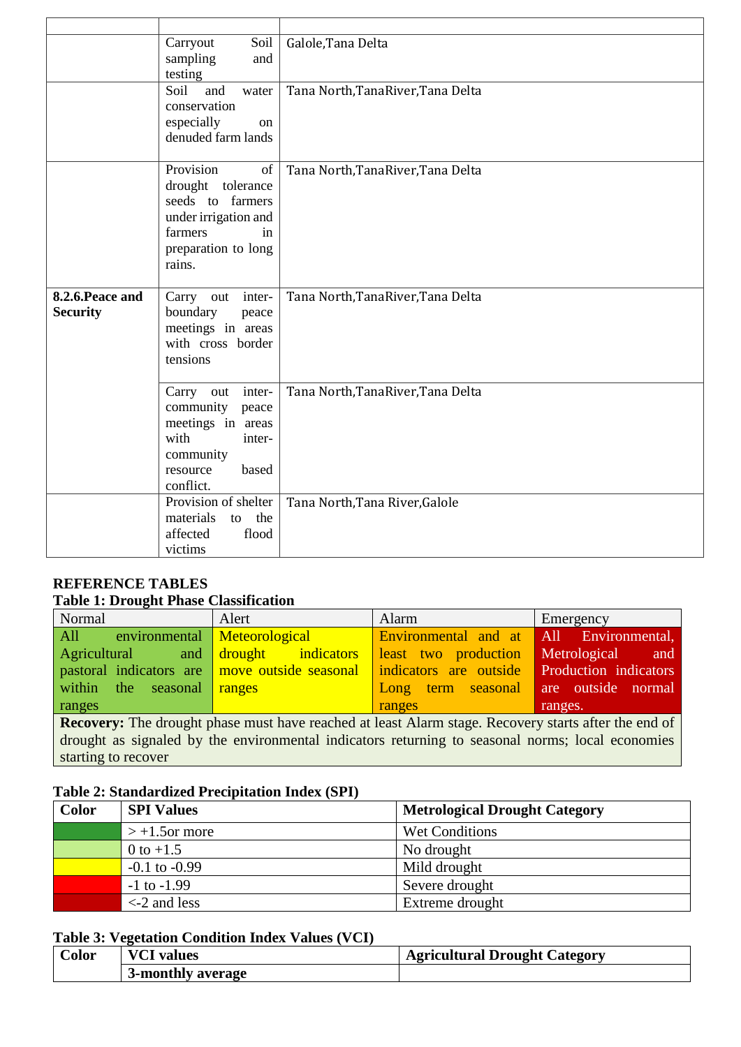| | | |
|---|---|---|
| | Carryout Soil sampling and testing | Galole,Tana Delta |
| | Soil and water conservation especially on denuded farm lands | Tana North,TanaRiver,Tana Delta |
| | Provision of drought tolerance seeds to farmers under irrigation and farmers in preparation to long rains. | Tana North,TanaRiver,Tana Delta |
| **8.2.6.Peace and Security** | Carry out inter-boundary peace meetings in areas with cross border tensions | Tana North,TanaRiver,Tana Delta |
| | Carry out inter-community peace meetings in areas with inter-community resource based conflict. | Tana North,TanaRiver,Tana Delta |
| | Provision of shelter materials to the affected flood victims | Tana North,Tana River,Galole |

**REFERENCE TABLES**

**Table 1: Drought Phase Classification**

| Normal | Alert | Alarm | Emergency |
|---|---|---|---|
| All environmental Agricultural and pastoral indicators are within the seasonal ranges | Meteorological drought indicators move outside seasonal ranges | Environmental and at least two production indicators are outside Long term seasonal ranges | All Environmental, Metrological and Production indicators are outside normal ranges. |
| **Recovery:** The drought phase must have reached at least Alarm stage. Recovery starts after the end of drought as signaled by the environmental indicators returning to seasonal norms; local economies starting to recover | | | |

**Table 2: Standardized Precipitation Index (SPI)**

| Color | SPI Values | Metrological Drought Category |
|---|---|---|
| | > +1.5or more | Wet Conditions |
| | 0 to +1.5 | No drought |
| | -0.1 to -0.99 | Mild drought |
| | -1 to -1.99 | Severe drought |
| | <-2 and less | Extreme drought |

**Table 3: Vegetation Condition Index Values (VCI)**

| Color | VCI values | Agricultural Drought Category |
|---|---|---|
| | **3-monthly average** | |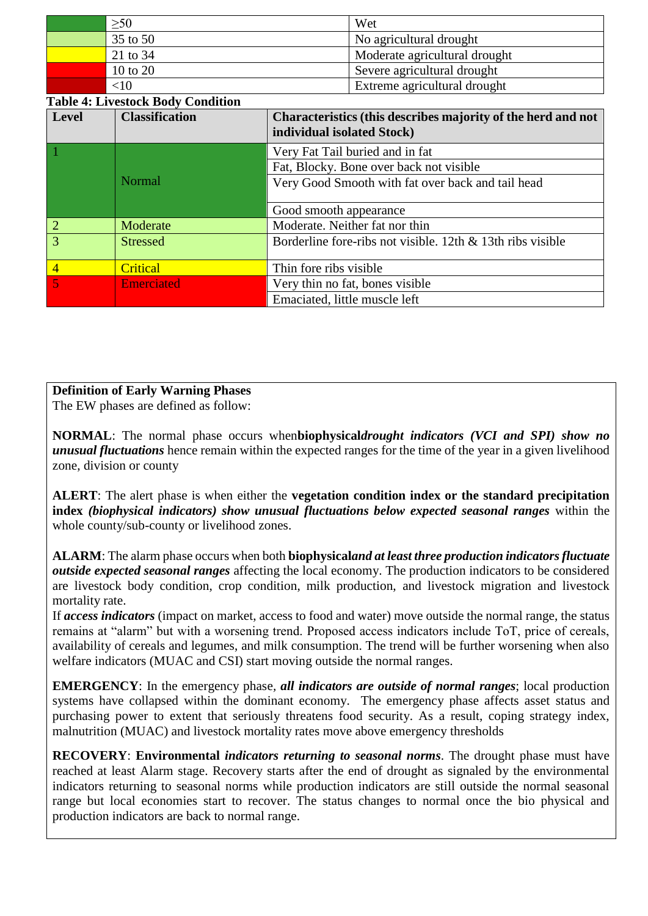| | | |
|---|---|---|
| | ≥50 | Wet |
| | 35 to 50 | No agricultural drought |
| | 21 to 34 | Moderate agricultural drought |
| | 10 to 20 | Severe agricultural drought |
| | <10 | Extreme agricultural drought |

**Table 4: Livestock Body Condition**

| Level | Classification | Characteristics (this describes majority of the herd and not individual isolated Stock) |
|---|---|---|
| 1 | Normal | Very Fat Tail buried and in fat |
| | | Fat, Blocky. Bone over back not visible |
| | | Very Good Smooth with fat over back and tail head |
| | | Good smooth appearance |
| 2 | Moderate | Moderate. Neither fat nor thin |
| 3 | Stressed | Borderline fore-ribs not visible. 12th & 13th ribs visible |
| 4 | Critical | Thin fore ribs visible |
| 5 | Emerciated | Very thin no fat, bones visible |
| | | Emaciated, little muscle left |

**Definition of Early Warning Phases**

The EW phases are defined as follow:

**NORMAL**: The normal phase occurs when**biophysical*drought indicators (VCI and SPI) show no unusual fluctuations*** hence remain within the expected ranges for the time of the year in a given livelihood zone, division or county

**ALERT**: The alert phase is when either the **vegetation condition index or the standard precipitation index *(biophysical indicators) show unusual fluctuations below expected seasonal ranges*** within the whole county/sub-county or livelihood zones.

**ALARM**: The alarm phase occurs when both **biophysical*and at least three production indicators fluctuate outside expected seasonal ranges*** affecting the local economy. The production indicators to be considered are livestock body condition, crop condition, milk production, and livestock migration and livestock mortality rate.

If ***access indicators*** (impact on market, access to food and water) move outside the normal range, the status remains at "alarm" but with a worsening trend. Proposed access indicators include ToT, price of cereals, availability of cereals and legumes, and milk consumption. The trend will be further worsening when also welfare indicators (MUAC and CSI) start moving outside the normal ranges.

**EMERGENCY**: In the emergency phase, ***all indicators are outside of normal ranges***; local production systems have collapsed within the dominant economy. The emergency phase affects asset status and purchasing power to extent that seriously threatens food security. As a result, coping strategy index, malnutrition (MUAC) and livestock mortality rates move above emergency thresholds

**RECOVERY**: **Environmental *indicators returning to seasonal norms***. The drought phase must have reached at least Alarm stage. Recovery starts after the end of drought as signaled by the environmental indicators returning to seasonal norms while production indicators are still outside the normal seasonal range but local economies start to recover. The status changes to normal once the bio physical and production indicators are back to normal range.